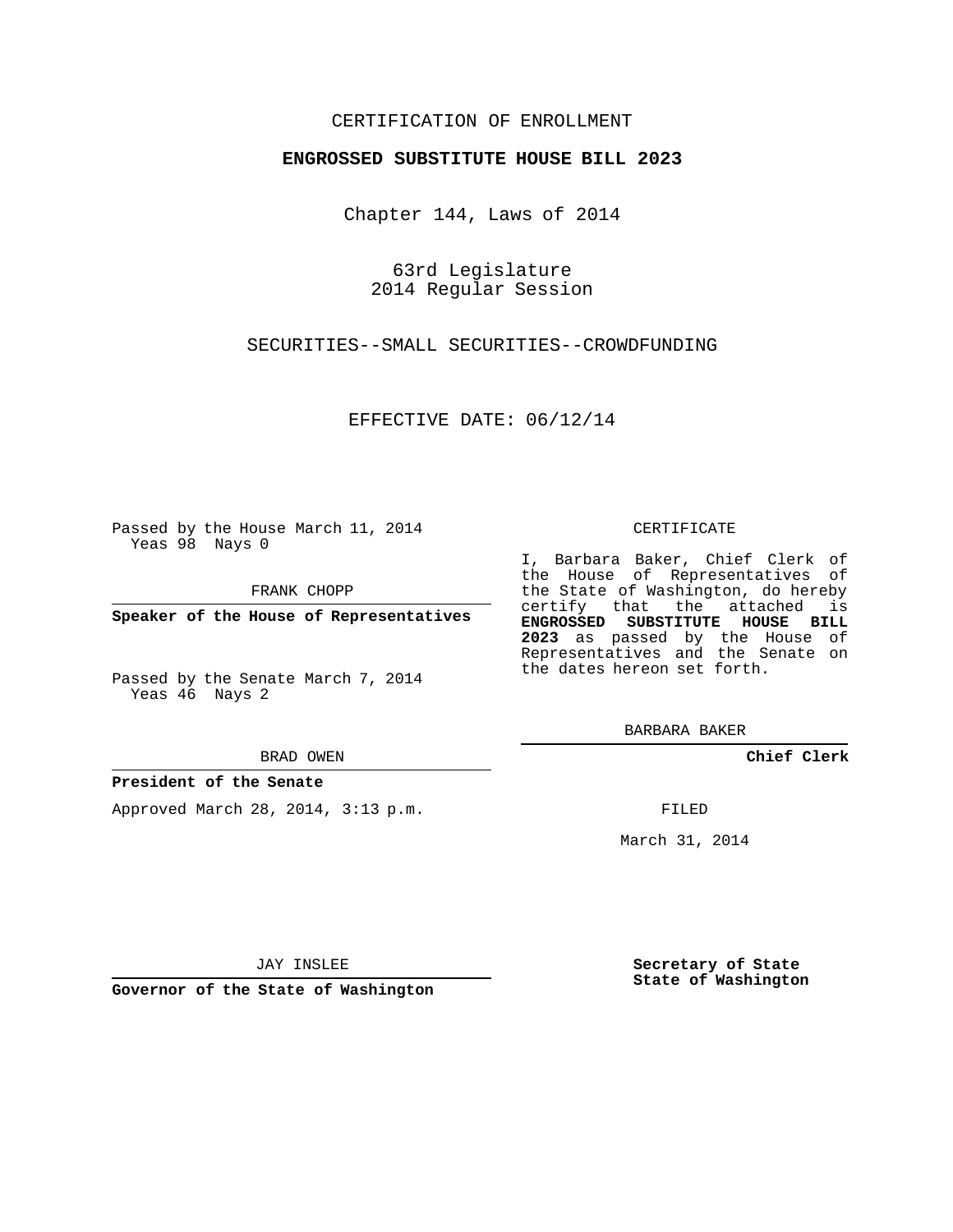CERTIFICATION OF ENROLLMENT

**ENGROSSED SUBSTITUTE HOUSE BILL 2023**

Chapter 144, Laws of 2014

63rd Legislature
2014 Regular Session

SECURITIES--SMALL SECURITIES--CROWDFUNDING

EFFECTIVE DATE: 06/12/14

Passed by the House March 11, 2014
Yeas 98 Nays 0

FRANK CHOPP

**Speaker of the House of Representatives**

Passed by the Senate March 7, 2014
Yeas 46 Nays 2

BRAD OWEN

**President of the Senate**

Approved March 28, 2014, 3:13 p.m.

JAY INSLEE

**Governor of the State of Washington**

CERTIFICATE

I, Barbara Baker, Chief Clerk of the House of Representatives of the State of Washington, do hereby certify that the attached is **ENGROSSED SUBSTITUTE HOUSE BILL 2023** as passed by the House of Representatives and the Senate on the dates hereon set forth.

BARBARA BAKER

**Chief Clerk**

FILED

March 31, 2014

**Secretary of State**
**State of Washington**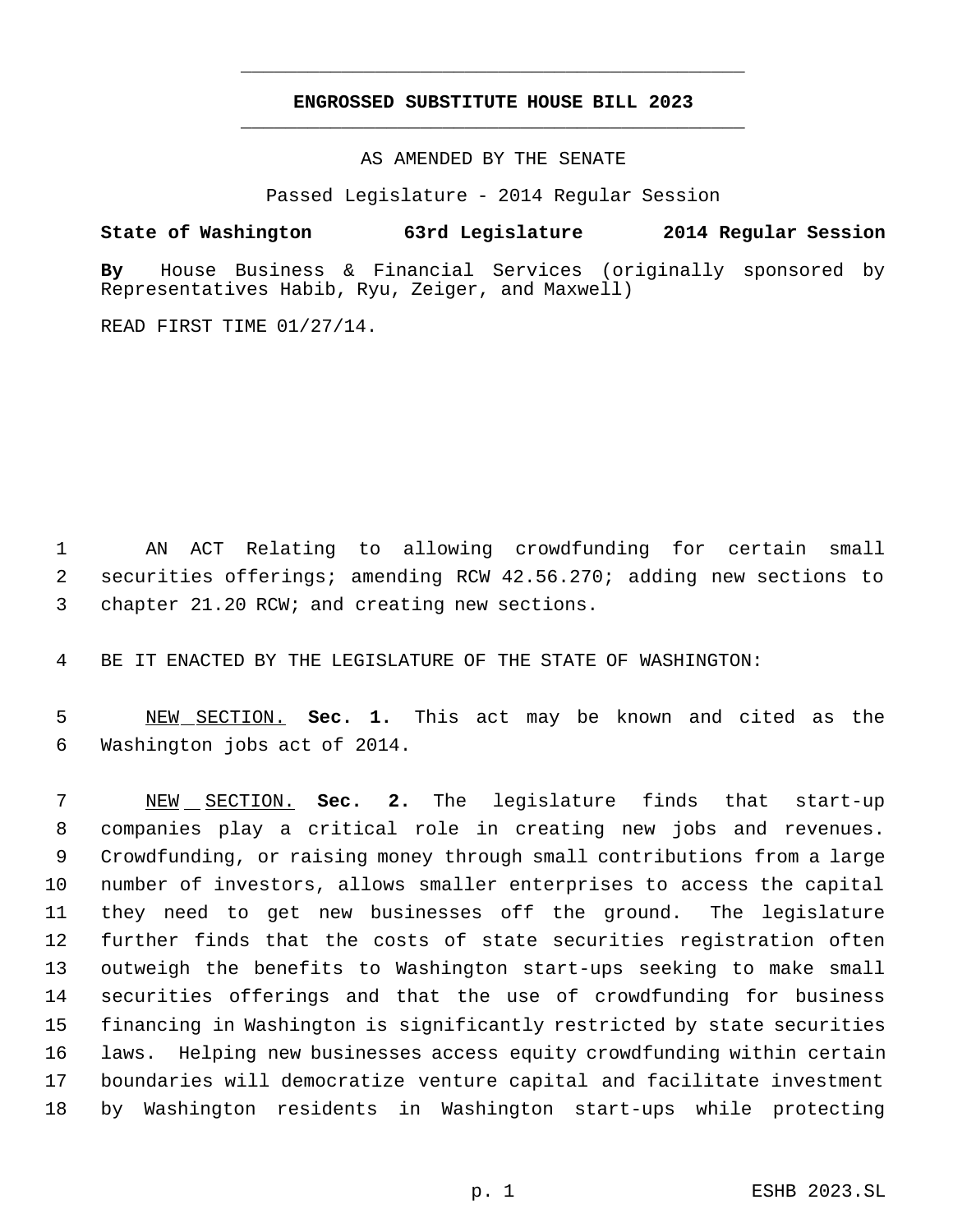# ENGROSSED SUBSTITUTE HOUSE BILL 2023

AS AMENDED BY THE SENATE

Passed Legislature - 2014 Regular Session

**State of Washington 63rd Legislature 2014 Regular Session**

**By** House Business & Financial Services (originally sponsored by Representatives Habib, Ryu, Zeiger, and Maxwell)

READ FIRST TIME 01/27/14.

AN ACT Relating to allowing crowdfunding for certain small securities offerings; amending RCW 42.56.270; adding new sections to chapter 21.20 RCW; and creating new sections.

BE IT ENACTED BY THE LEGISLATURE OF THE STATE OF WASHINGTON:

NEW SECTION. **Sec. 1.** This act may be known and cited as the Washington jobs act of 2014.

NEW SECTION. **Sec. 2.** The legislature finds that start-up companies play a critical role in creating new jobs and revenues. Crowdfunding, or raising money through small contributions from a large number of investors, allows smaller enterprises to access the capital they need to get new businesses off the ground. The legislature further finds that the costs of state securities registration often outweigh the benefits to Washington start-ups seeking to make small securities offerings and that the use of crowdfunding for business financing in Washington is significantly restricted by state securities laws. Helping new businesses access equity crowdfunding within certain boundaries will democratize venture capital and facilitate investment by Washington residents in Washington start-ups while protecting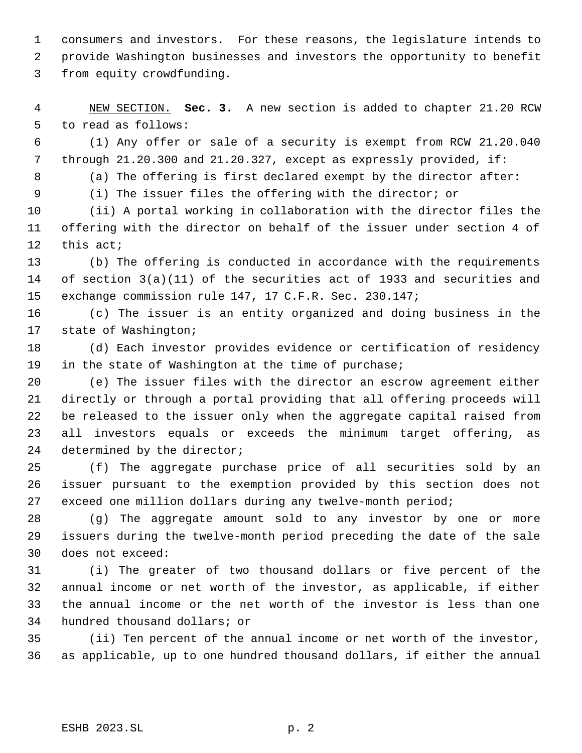consumers and investors. For these reasons, the legislature intends to provide Washington businesses and investors the opportunity to benefit from equity crowdfunding.

NEW SECTION. **Sec. 3.** A new section is added to chapter 21.20 RCW to read as follows:

(1) Any offer or sale of a security is exempt from RCW 21.20.040 through 21.20.300 and 21.20.327, except as expressly provided, if:

(a) The offering is first declared exempt by the director after:

(i) The issuer files the offering with the director; or

(ii) A portal working in collaboration with the director files the offering with the director on behalf of the issuer under section 4 of this act;

(b) The offering is conducted in accordance with the requirements of section 3(a)(11) of the securities act of 1933 and securities and exchange commission rule 147, 17 C.F.R. Sec. 230.147;

(c) The issuer is an entity organized and doing business in the state of Washington;

(d) Each investor provides evidence or certification of residency in the state of Washington at the time of purchase;

(e) The issuer files with the director an escrow agreement either directly or through a portal providing that all offering proceeds will be released to the issuer only when the aggregate capital raised from all investors equals or exceeds the minimum target offering, as determined by the director;

(f) The aggregate purchase price of all securities sold by an issuer pursuant to the exemption provided by this section does not exceed one million dollars during any twelve-month period;

(g) The aggregate amount sold to any investor by one or more issuers during the twelve-month period preceding the date of the sale does not exceed:

(i) The greater of two thousand dollars or five percent of the annual income or net worth of the investor, as applicable, if either the annual income or the net worth of the investor is less than one hundred thousand dollars; or

(ii) Ten percent of the annual income or net worth of the investor, as applicable, up to one hundred thousand dollars, if either the annual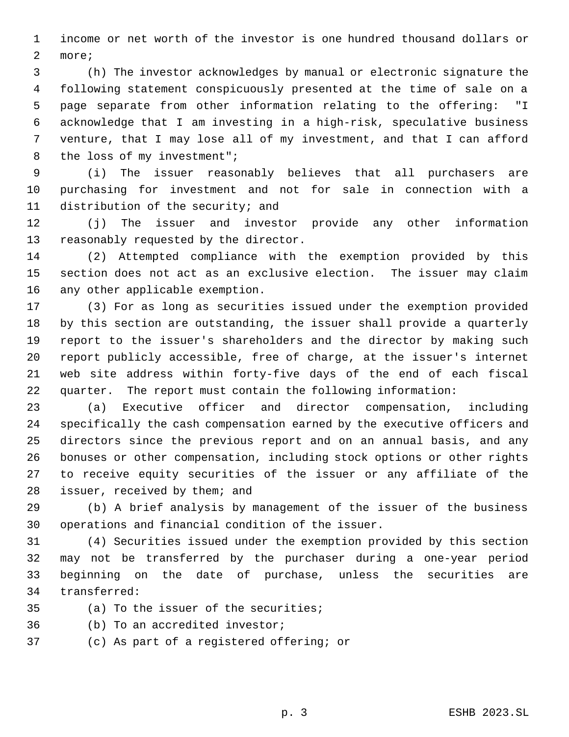income or net worth of the investor is one hundred thousand dollars or more;

(h) The investor acknowledges by manual or electronic signature the following statement conspicuously presented at the time of sale on a page separate from other information relating to the offering: "I acknowledge that I am investing in a high-risk, speculative business venture, that I may lose all of my investment, and that I can afford the loss of my investment";

(i) The issuer reasonably believes that all purchasers are purchasing for investment and not for sale in connection with a distribution of the security; and

(j) The issuer and investor provide any other information reasonably requested by the director.

(2) Attempted compliance with the exemption provided by this section does not act as an exclusive election. The issuer may claim any other applicable exemption.

(3) For as long as securities issued under the exemption provided by this section are outstanding, the issuer shall provide a quarterly report to the issuer's shareholders and the director by making such report publicly accessible, free of charge, at the issuer's internet web site address within forty-five days of the end of each fiscal quarter. The report must contain the following information:

(a) Executive officer and director compensation, including specifically the cash compensation earned by the executive officers and directors since the previous report and on an annual basis, and any bonuses or other compensation, including stock options or other rights to receive equity securities of the issuer or any affiliate of the issuer, received by them; and

(b) A brief analysis by management of the issuer of the business operations and financial condition of the issuer.

(4) Securities issued under the exemption provided by this section may not be transferred by the purchaser during a one-year period beginning on the date of purchase, unless the securities are transferred:

(a) To the issuer of the securities;

(b) To an accredited investor;

(c) As part of a registered offering; or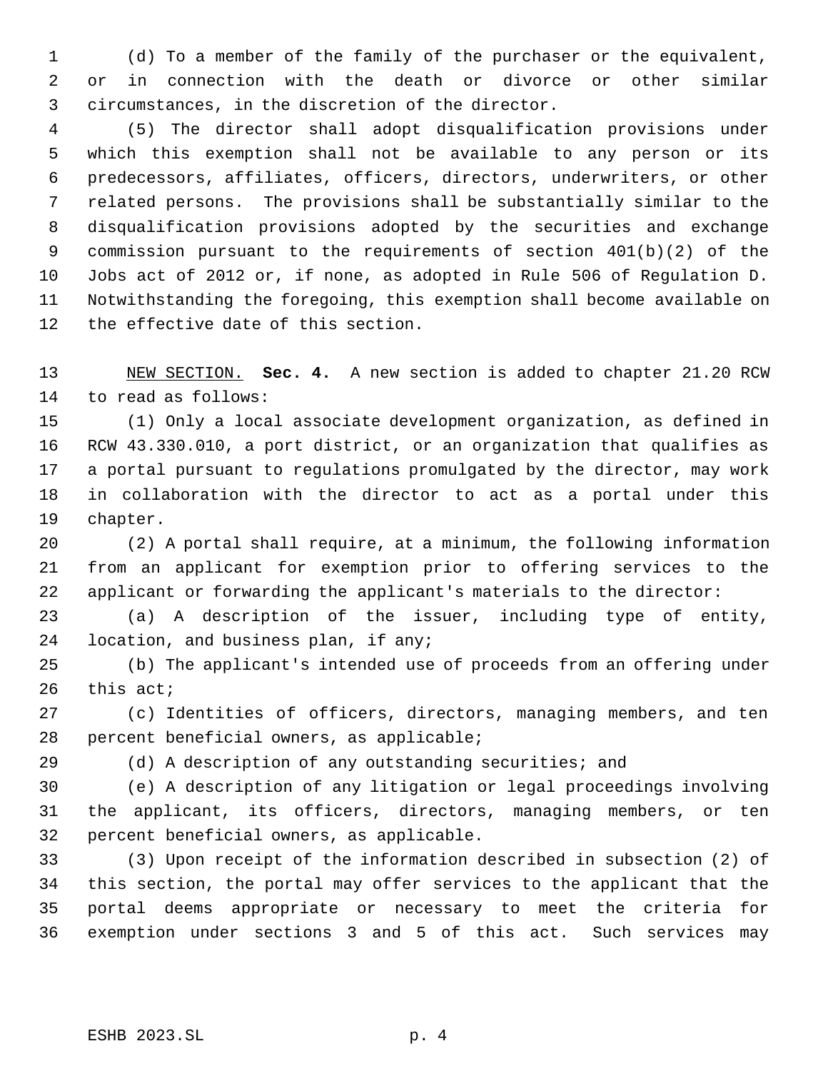(d) To a member of the family of the purchaser or the equivalent, or in connection with the death or divorce or other similar circumstances, in the discretion of the director.

(5) The director shall adopt disqualification provisions under which this exemption shall not be available to any person or its predecessors, affiliates, officers, directors, underwriters, or other related persons. The provisions shall be substantially similar to the disqualification provisions adopted by the securities and exchange commission pursuant to the requirements of section 401(b)(2) of the Jobs act of 2012 or, if none, as adopted in Rule 506 of Regulation D. Notwithstanding the foregoing, this exemption shall become available on the effective date of this section.

NEW SECTION. **Sec. 4.** A new section is added to chapter 21.20 RCW to read as follows:

(1) Only a local associate development organization, as defined in RCW 43.330.010, a port district, or an organization that qualifies as a portal pursuant to regulations promulgated by the director, may work in collaboration with the director to act as a portal under this chapter.

(2) A portal shall require, at a minimum, the following information from an applicant for exemption prior to offering services to the applicant or forwarding the applicant's materials to the director:

(a) A description of the issuer, including type of entity, location, and business plan, if any;

(b) The applicant's intended use of proceeds from an offering under this act;

(c) Identities of officers, directors, managing members, and ten percent beneficial owners, as applicable;

(d) A description of any outstanding securities; and

(e) A description of any litigation or legal proceedings involving the applicant, its officers, directors, managing members, or ten percent beneficial owners, as applicable.

(3) Upon receipt of the information described in subsection (2) of this section, the portal may offer services to the applicant that the portal deems appropriate or necessary to meet the criteria for exemption under sections 3 and 5 of this act. Such services may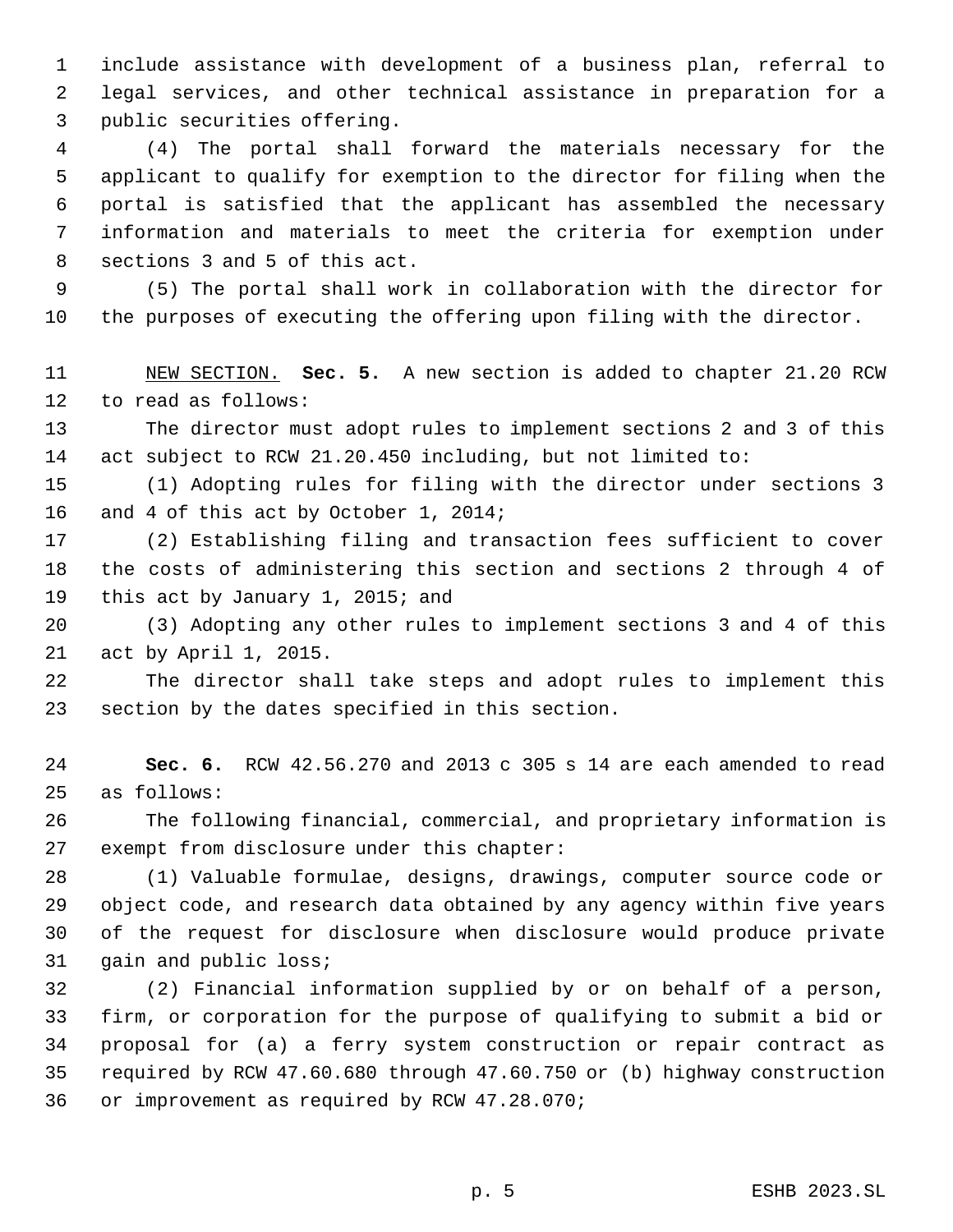include assistance with development of a business plan, referral to legal services, and other technical assistance in preparation for a public securities offering.

(4) The portal shall forward the materials necessary for the applicant to qualify for exemption to the director for filing when the portal is satisfied that the applicant has assembled the necessary information and materials to meet the criteria for exemption under sections 3 and 5 of this act.

(5) The portal shall work in collaboration with the director for the purposes of executing the offering upon filing with the director.

NEW SECTION. **Sec. 5.** A new section is added to chapter 21.20 RCW to read as follows:

The director must adopt rules to implement sections 2 and 3 of this act subject to RCW 21.20.450 including, but not limited to:

(1) Adopting rules for filing with the director under sections 3 and 4 of this act by October 1, 2014;

(2) Establishing filing and transaction fees sufficient to cover the costs of administering this section and sections 2 through 4 of this act by January 1, 2015; and

(3) Adopting any other rules to implement sections 3 and 4 of this act by April 1, 2015.

The director shall take steps and adopt rules to implement this section by the dates specified in this section.

**Sec. 6.** RCW 42.56.270 and 2013 c 305 s 14 are each amended to read as follows:

The following financial, commercial, and proprietary information is exempt from disclosure under this chapter:

(1) Valuable formulae, designs, drawings, computer source code or object code, and research data obtained by any agency within five years of the request for disclosure when disclosure would produce private gain and public loss;

(2) Financial information supplied by or on behalf of a person, firm, or corporation for the purpose of qualifying to submit a bid or proposal for (a) a ferry system construction or repair contract as required by RCW 47.60.680 through 47.60.750 or (b) highway construction or improvement as required by RCW 47.28.070;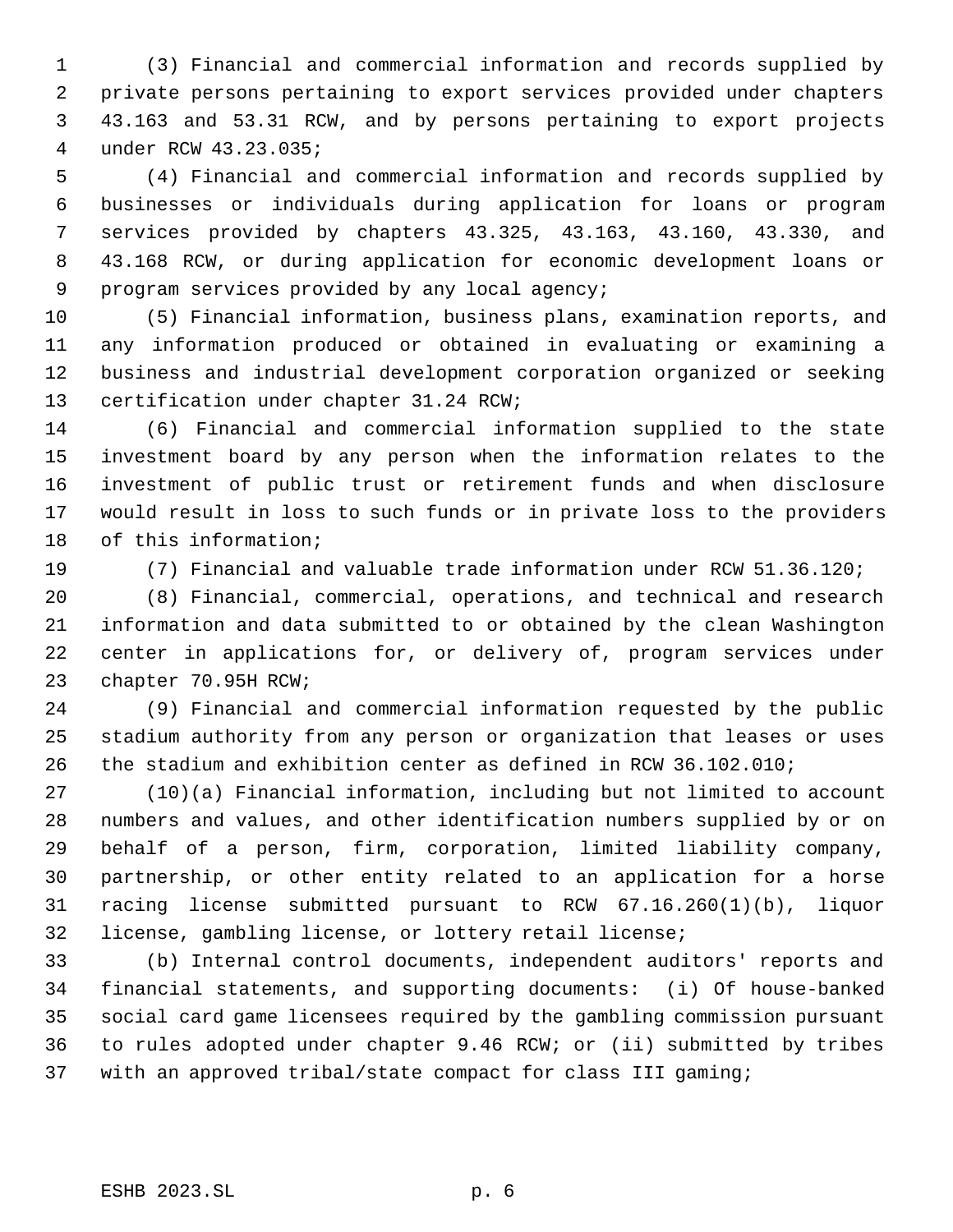(3) Financial and commercial information and records supplied by private persons pertaining to export services provided under chapters 43.163 and 53.31 RCW, and by persons pertaining to export projects under RCW 43.23.035;

(4) Financial and commercial information and records supplied by businesses or individuals during application for loans or program services provided by chapters 43.325, 43.163, 43.160, 43.330, and 43.168 RCW, or during application for economic development loans or program services provided by any local agency;

(5) Financial information, business plans, examination reports, and any information produced or obtained in evaluating or examining a business and industrial development corporation organized or seeking certification under chapter 31.24 RCW;

(6) Financial and commercial information supplied to the state investment board by any person when the information relates to the investment of public trust or retirement funds and when disclosure would result in loss to such funds or in private loss to the providers of this information;

(7) Financial and valuable trade information under RCW 51.36.120;

(8) Financial, commercial, operations, and technical and research information and data submitted to or obtained by the clean Washington center in applications for, or delivery of, program services under chapter 70.95H RCW;

(9) Financial and commercial information requested by the public stadium authority from any person or organization that leases or uses the stadium and exhibition center as defined in RCW 36.102.010;

(10)(a) Financial information, including but not limited to account numbers and values, and other identification numbers supplied by or on behalf of a person, firm, corporation, limited liability company, partnership, or other entity related to an application for a horse racing license submitted pursuant to RCW 67.16.260(1)(b), liquor license, gambling license, or lottery retail license;

(b) Internal control documents, independent auditors' reports and financial statements, and supporting documents: (i) Of house-banked social card game licensees required by the gambling commission pursuant to rules adopted under chapter 9.46 RCW; or (ii) submitted by tribes with an approved tribal/state compact for class III gaming;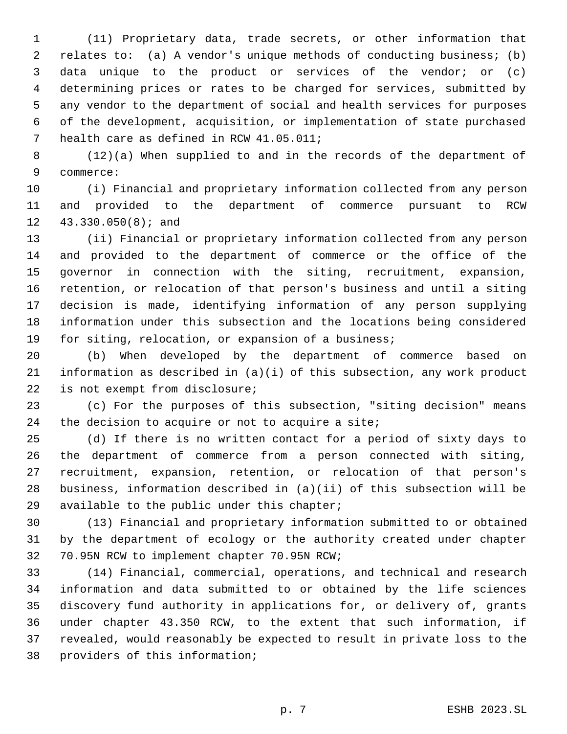(11) Proprietary data, trade secrets, or other information that relates to: (a) A vendor's unique methods of conducting business; (b) data unique to the product or services of the vendor; or (c) determining prices or rates to be charged for services, submitted by any vendor to the department of social and health services for purposes of the development, acquisition, or implementation of state purchased health care as defined in RCW 41.05.011;

(12)(a) When supplied to and in the records of the department of commerce:

(i) Financial and proprietary information collected from any person and provided to the department of commerce pursuant to RCW 43.330.050(8); and

(ii) Financial or proprietary information collected from any person and provided to the department of commerce or the office of the governor in connection with the siting, recruitment, expansion, retention, or relocation of that person's business and until a siting decision is made, identifying information of any person supplying information under this subsection and the locations being considered for siting, relocation, or expansion of a business;

(b) When developed by the department of commerce based on information as described in (a)(i) of this subsection, any work product is not exempt from disclosure;

(c) For the purposes of this subsection, "siting decision" means the decision to acquire or not to acquire a site;

(d) If there is no written contact for a period of sixty days to the department of commerce from a person connected with siting, recruitment, expansion, retention, or relocation of that person's business, information described in (a)(ii) of this subsection will be available to the public under this chapter;

(13) Financial and proprietary information submitted to or obtained by the department of ecology or the authority created under chapter 70.95N RCW to implement chapter 70.95N RCW;

(14) Financial, commercial, operations, and technical and research information and data submitted to or obtained by the life sciences discovery fund authority in applications for, or delivery of, grants under chapter 43.350 RCW, to the extent that such information, if revealed, would reasonably be expected to result in private loss to the providers of this information;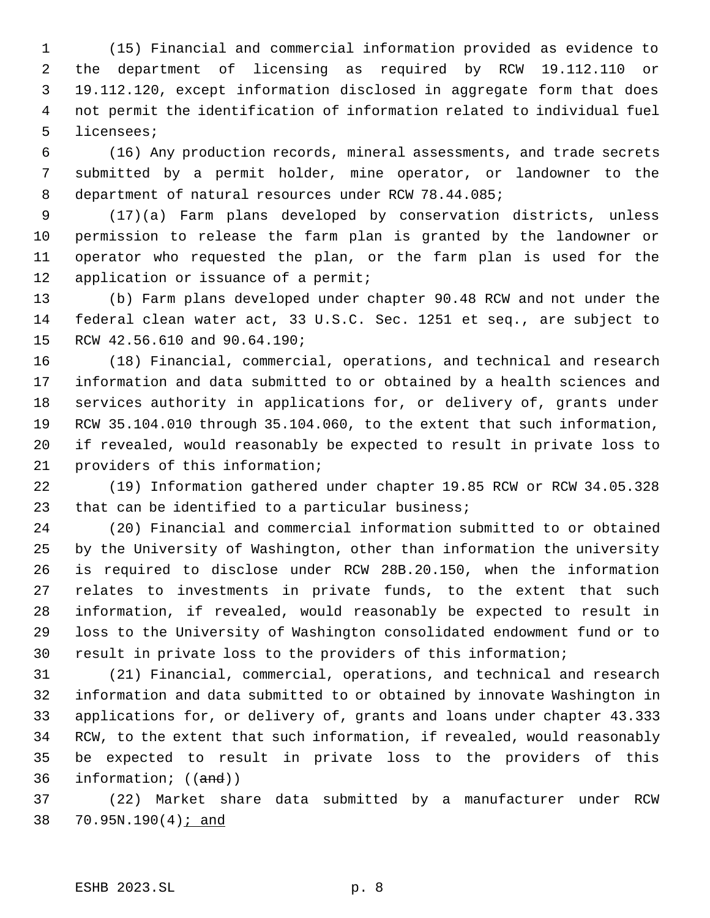(15) Financial and commercial information provided as evidence to the department of licensing as required by RCW 19.112.110 or 19.112.120, except information disclosed in aggregate form that does not permit the identification of information related to individual fuel licensees;

(16) Any production records, mineral assessments, and trade secrets submitted by a permit holder, mine operator, or landowner to the department of natural resources under RCW 78.44.085;

(17)(a) Farm plans developed by conservation districts, unless permission to release the farm plan is granted by the landowner or operator who requested the plan, or the farm plan is used for the application or issuance of a permit;

(b) Farm plans developed under chapter 90.48 RCW and not under the federal clean water act, 33 U.S.C. Sec. 1251 et seq., are subject to RCW 42.56.610 and 90.64.190;

(18) Financial, commercial, operations, and technical and research information and data submitted to or obtained by a health sciences and services authority in applications for, or delivery of, grants under RCW 35.104.010 through 35.104.060, to the extent that such information, if revealed, would reasonably be expected to result in private loss to providers of this information;

(19) Information gathered under chapter 19.85 RCW or RCW 34.05.328 that can be identified to a particular business;

(20) Financial and commercial information submitted to or obtained by the University of Washington, other than information the university is required to disclose under RCW 28B.20.150, when the information relates to investments in private funds, to the extent that such information, if revealed, would reasonably be expected to result in loss to the University of Washington consolidated endowment fund or to result in private loss to the providers of this information;

(21) Financial, commercial, operations, and technical and research information and data submitted to or obtained by innovate Washington in applications for, or delivery of, grants and loans under chapter 43.333 RCW, to the extent that such information, if revealed, would reasonably be expected to result in private loss to the providers of this information; ((~~and~~))

(22) Market share data submitted by a manufacturer under RCW 70.95N.190(4)<u>; and</u>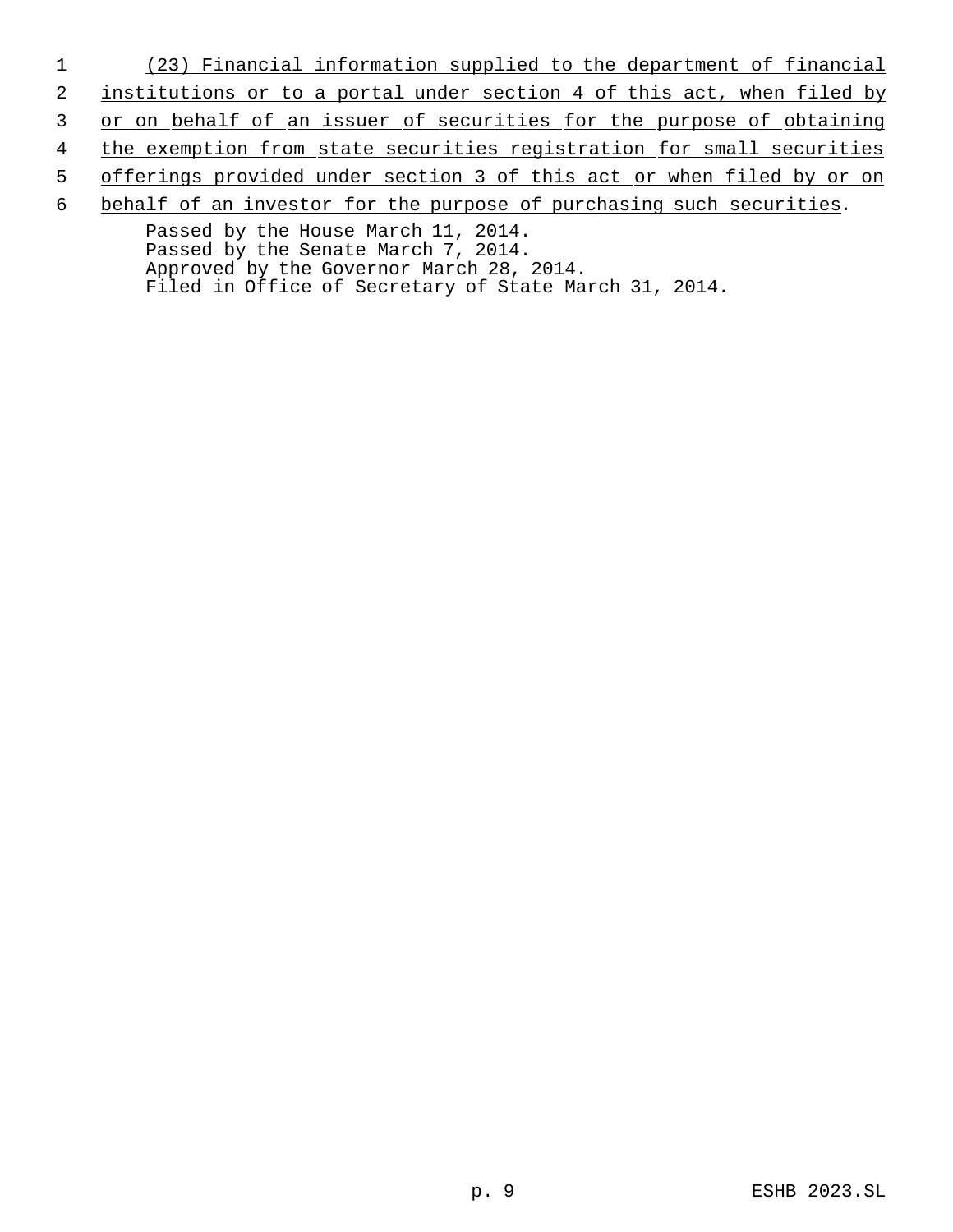(23) Financial information supplied to the department of financial institutions or to a portal under section 4 of this act, when filed by or on behalf of an issuer of securities for the purpose of obtaining the exemption from state securities registration for small securities offerings provided under section 3 of this act or when filed by or on behalf of an investor for the purpose of purchasing such securities.

Passed by the House March 11, 2014.
Passed by the Senate March 7, 2014.
Approved by the Governor March 28, 2014.
Filed in Office of Secretary of State March 31, 2014.